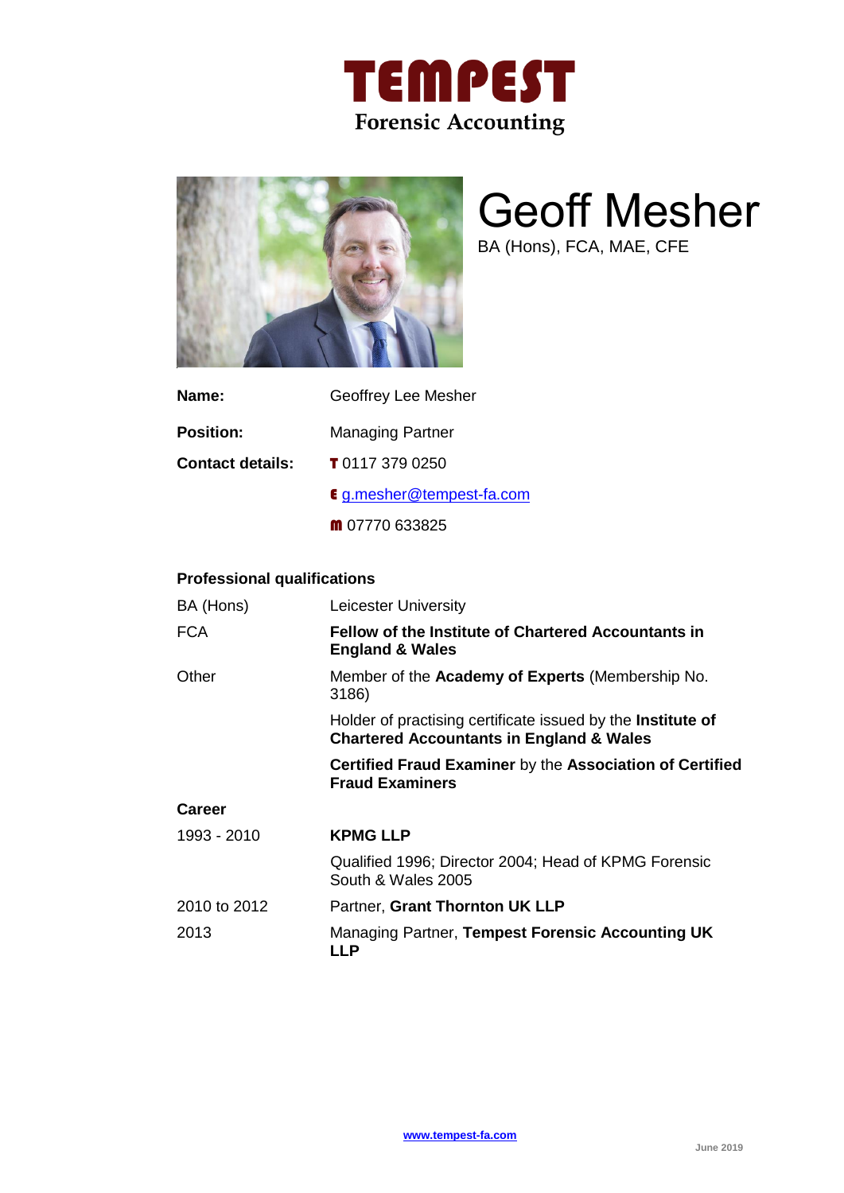# TEMPEST
**Forensic Accounting**

# Geoff Mesher

BA (Hons), FCA, MAE, CFE

| | |
|---|---|
| **Name:** | Geoffrey Lee Mesher |
| **Position:** | Managing Partner |
| **Contact details:** | T 0117 379 0250 |
| | E g.mesher@tempest-fa.com |
| | m 07770 633825 |

## Professional qualifications

| | |
|---|---|
| BA (Hons) | Leicester University |
| FCA | **Fellow of the Institute of Chartered Accountants in England & Wales** |
| Other | Member of the **Academy of Experts** (Membership No. 3186) |
| | Holder of practising certificate issued by the **Institute of Chartered Accountants in England & Wales** |
| | **Certified Fraud Examiner** by the **Association of Certified Fraud Examiners** |

## Career

| | |
|---|---|
| 1993 - 2010 | **KPMG LLP** |
| | Qualified 1996; Director 2004; Head of KPMG Forensic South & Wales 2005 |
| 2010 to 2012 | Partner, **Grant Thornton UK LLP** |
| 2013 | Managing Partner, **Tempest Forensic Accounting UK LLP** |

**www.tempest-fa.com**

June 2019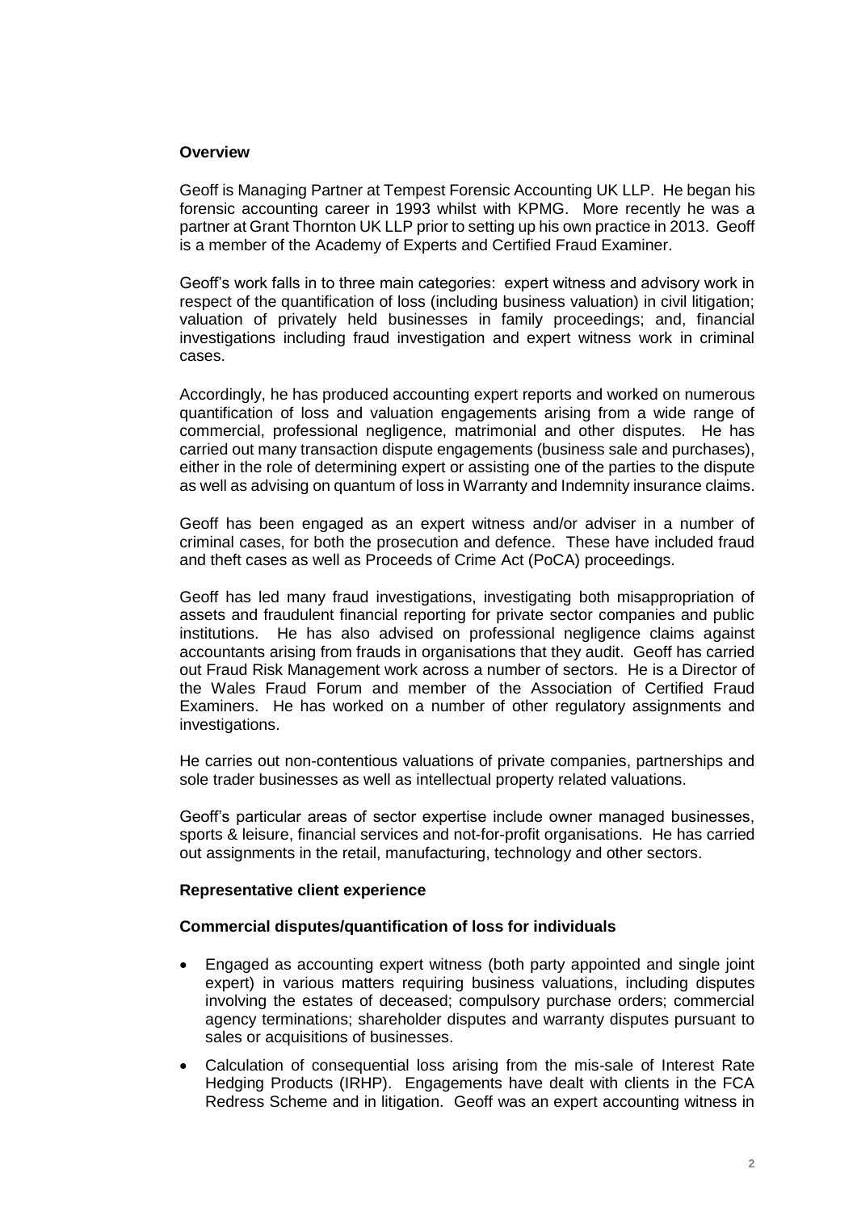## Overview

Geoff is Managing Partner at Tempest Forensic Accounting UK LLP. He began his forensic accounting career in 1993 whilst with KPMG. More recently he was a partner at Grant Thornton UK LLP prior to setting up his own practice in 2013. Geoff is a member of the Academy of Experts and Certified Fraud Examiner.

Geoff's work falls in to three main categories: expert witness and advisory work in respect of the quantification of loss (including business valuation) in civil litigation; valuation of privately held businesses in family proceedings; and, financial investigations including fraud investigation and expert witness work in criminal cases.

Accordingly, he has produced accounting expert reports and worked on numerous quantification of loss and valuation engagements arising from a wide range of commercial, professional negligence, matrimonial and other disputes. He has carried out many transaction dispute engagements (business sale and purchases), either in the role of determining expert or assisting one of the parties to the dispute as well as advising on quantum of loss in Warranty and Indemnity insurance claims.

Geoff has been engaged as an expert witness and/or adviser in a number of criminal cases, for both the prosecution and defence. These have included fraud and theft cases as well as Proceeds of Crime Act (PoCA) proceedings.

Geoff has led many fraud investigations, investigating both misappropriation of assets and fraudulent financial reporting for private sector companies and public institutions. He has also advised on professional negligence claims against accountants arising from frauds in organisations that they audit. Geoff has carried out Fraud Risk Management work across a number of sectors. He is a Director of the Wales Fraud Forum and member of the Association of Certified Fraud Examiners. He has worked on a number of other regulatory assignments and investigations.

He carries out non-contentious valuations of private companies, partnerships and sole trader businesses as well as intellectual property related valuations.

Geoff's particular areas of sector expertise include owner managed businesses, sports & leisure, financial services and not-for-profit organisations. He has carried out assignments in the retail, manufacturing, technology and other sectors.

## Representative client experience

### Commercial disputes/quantification of loss for individuals

- Engaged as accounting expert witness (both party appointed and single joint expert) in various matters requiring business valuations, including disputes involving the estates of deceased; compulsory purchase orders; commercial agency terminations; shareholder disputes and warranty disputes pursuant to sales or acquisitions of businesses.
- Calculation of consequential loss arising from the mis-sale of Interest Rate Hedging Products (IRHP). Engagements have dealt with clients in the FCA Redress Scheme and in litigation. Geoff was an expert accounting witness in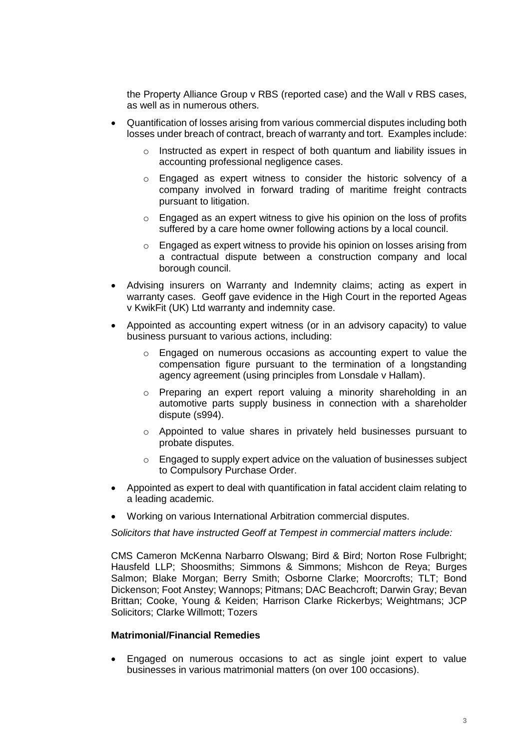the Property Alliance Group v RBS (reported case) and the Wall v RBS cases, as well as in numerous others.

- Quantification of losses arising from various commercial disputes including both losses under breach of contract, breach of warranty and tort. Examples include:
  - Instructed as expert in respect of both quantum and liability issues in accounting professional negligence cases.
  - Engaged as expert witness to consider the historic solvency of a company involved in forward trading of maritime freight contracts pursuant to litigation.
  - Engaged as an expert witness to give his opinion on the loss of profits suffered by a care home owner following actions by a local council.
  - Engaged as expert witness to provide his opinion on losses arising from a contractual dispute between a construction company and local borough council.
- Advising insurers on Warranty and Indemnity claims; acting as expert in warranty cases. Geoff gave evidence in the High Court in the reported Ageas v KwikFit (UK) Ltd warranty and indemnity case.
- Appointed as accounting expert witness (or in an advisory capacity) to value business pursuant to various actions, including:
  - Engaged on numerous occasions as accounting expert to value the compensation figure pursuant to the termination of a longstanding agency agreement (using principles from Lonsdale v Hallam).
  - Preparing an expert report valuing a minority shareholding in an automotive parts supply business in connection with a shareholder dispute (s994).
  - Appointed to value shares in privately held businesses pursuant to probate disputes.
  - Engaged to supply expert advice on the valuation of businesses subject to Compulsory Purchase Order.
- Appointed as expert to deal with quantification in fatal accident claim relating to a leading academic.
- Working on various International Arbitration commercial disputes.

*Solicitors that have instructed Geoff at Tempest in commercial matters include:*

CMS Cameron McKenna Narbarro Olswang; Bird & Bird; Norton Rose Fulbright; Hausfeld LLP; Shoosmiths; Simmons & Simmons; Mishcon de Reya; Burges Salmon; Blake Morgan; Berry Smith; Osborne Clarke; Moorcrofts; TLT; Bond Dickenson; Foot Anstey; Wannops; Pitmans; DAC Beachcroft; Darwin Gray; Bevan Brittan; Cooke, Young & Keiden; Harrison Clarke Rickerbys; Weightmans; JCP Solicitors; Clarke Willmott; Tozers

**Matrimonial/Financial Remedies**

- Engaged on numerous occasions to act as single joint expert to value businesses in various matrimonial matters (on over 100 occasions).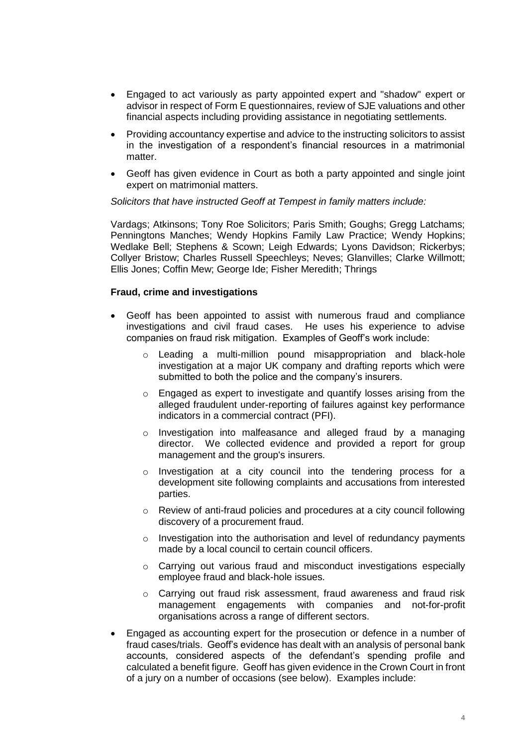- Engaged to act variously as party appointed expert and "shadow" expert or advisor in respect of Form E questionnaires, review of SJE valuations and other financial aspects including providing assistance in negotiating settlements.
- Providing accountancy expertise and advice to the instructing solicitors to assist in the investigation of a respondent's financial resources in a matrimonial matter.
- Geoff has given evidence in Court as both a party appointed and single joint expert on matrimonial matters.

*Solicitors that have instructed Geoff at Tempest in family matters include:*

Vardags; Atkinsons; Tony Roe Solicitors; Paris Smith; Goughs; Gregg Latchams; Penningtons Manches; Wendy Hopkins Family Law Practice; Wendy Hopkins; Wedlake Bell; Stephens & Scown; Leigh Edwards; Lyons Davidson; Rickerbys; Collyer Bristow; Charles Russell Speechleys; Neves; Glanvilles; Clarke Willmott; Ellis Jones; Coffin Mew; George Ide; Fisher Meredith; Thrings

**Fraud, crime and investigations**

- Geoff has been appointed to assist with numerous fraud and compliance investigations and civil fraud cases. He uses his experience to advise companies on fraud risk mitigation. Examples of Geoff's work include:
  - Leading a multi-million pound misappropriation and black-hole investigation at a major UK company and drafting reports which were submitted to both the police and the company's insurers.
  - Engaged as expert to investigate and quantify losses arising from the alleged fraudulent under-reporting of failures against key performance indicators in a commercial contract (PFI).
  - Investigation into malfeasance and alleged fraud by a managing director. We collected evidence and provided a report for group management and the group's insurers.
  - Investigation at a city council into the tendering process for a development site following complaints and accusations from interested parties.
  - Review of anti-fraud policies and procedures at a city council following discovery of a procurement fraud.
  - Investigation into the authorisation and level of redundancy payments made by a local council to certain council officers.
  - Carrying out various fraud and misconduct investigations especially employee fraud and black-hole issues.
  - Carrying out fraud risk assessment, fraud awareness and fraud risk management engagements with companies and not-for-profit organisations across a range of different sectors.
- Engaged as accounting expert for the prosecution or defence in a number of fraud cases/trials. Geoff's evidence has dealt with an analysis of personal bank accounts, considered aspects of the defendant's spending profile and calculated a benefit figure. Geoff has given evidence in the Crown Court in front of a jury on a number of occasions (see below). Examples include: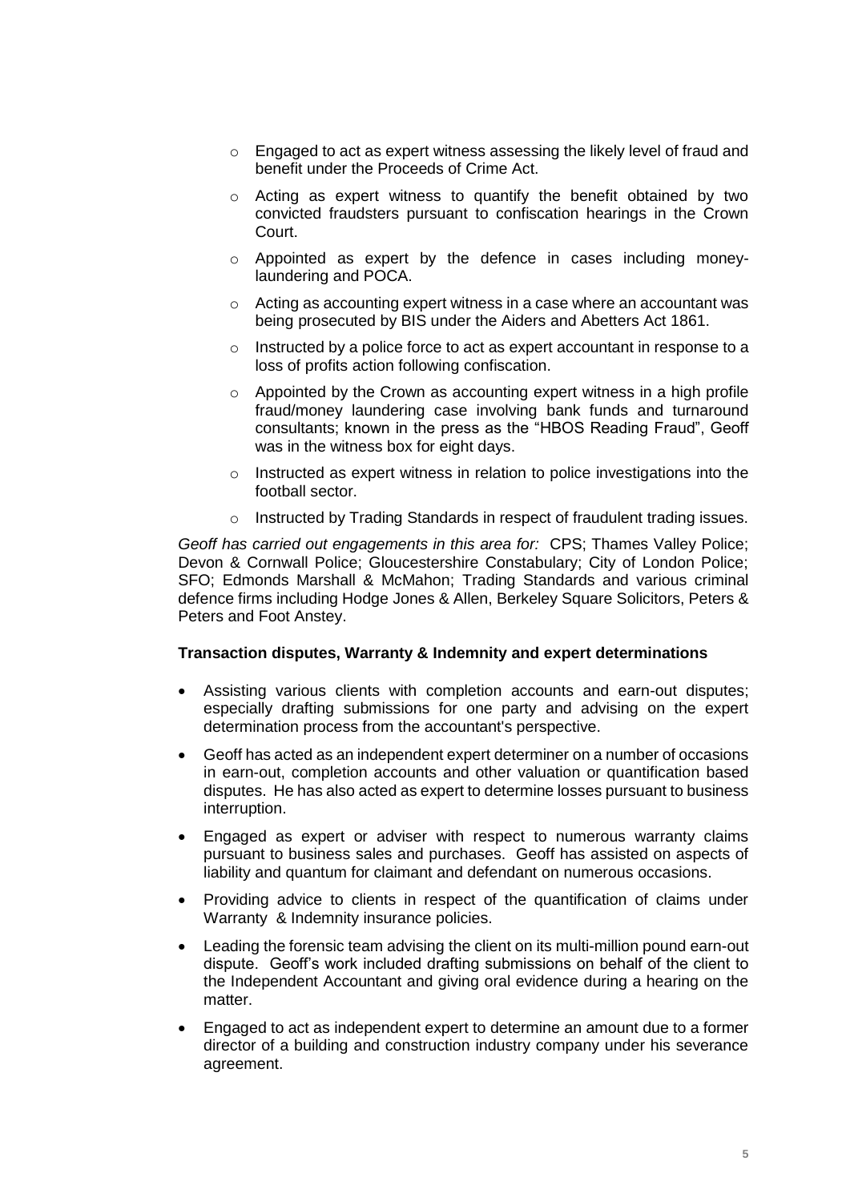- Engaged to act as expert witness assessing the likely level of fraud and benefit under the Proceeds of Crime Act.
- Acting as expert witness to quantify the benefit obtained by two convicted fraudsters pursuant to confiscation hearings in the Crown Court.
- Appointed as expert by the defence in cases including money-laundering and POCA.
- Acting as accounting expert witness in a case where an accountant was being prosecuted by BIS under the Aiders and Abetters Act 1861.
- Instructed by a police force to act as expert accountant in response to a loss of profits action following confiscation.
- Appointed by the Crown as accounting expert witness in a high profile fraud/money laundering case involving bank funds and turnaround consultants; known in the press as the "HBOS Reading Fraud", Geoff was in the witness box for eight days.
- Instructed as expert witness in relation to police investigations into the football sector.
- Instructed by Trading Standards in respect of fraudulent trading issues.

*Geoff has carried out engagements in this area for:* CPS; Thames Valley Police; Devon & Cornwall Police; Gloucestershire Constabulary; City of London Police; SFO; Edmonds Marshall & McMahon; Trading Standards and various criminal defence firms including Hodge Jones & Allen, Berkeley Square Solicitors, Peters & Peters and Foot Anstey.

**Transaction disputes, Warranty & Indemnity and expert determinations**

- Assisting various clients with completion accounts and earn-out disputes; especially drafting submissions for one party and advising on the expert determination process from the accountant's perspective.
- Geoff has acted as an independent expert determiner on a number of occasions in earn-out, completion accounts and other valuation or quantification based disputes. He has also acted as expert to determine losses pursuant to business interruption.
- Engaged as expert or adviser with respect to numerous warranty claims pursuant to business sales and purchases. Geoff has assisted on aspects of liability and quantum for claimant and defendant on numerous occasions.
- Providing advice to clients in respect of the quantification of claims under Warranty & Indemnity insurance policies.
- Leading the forensic team advising the client on its multi-million pound earn-out dispute. Geoff's work included drafting submissions on behalf of the client to the Independent Accountant and giving oral evidence during a hearing on the matter.
- Engaged to act as independent expert to determine an amount due to a former director of a building and construction industry company under his severance agreement.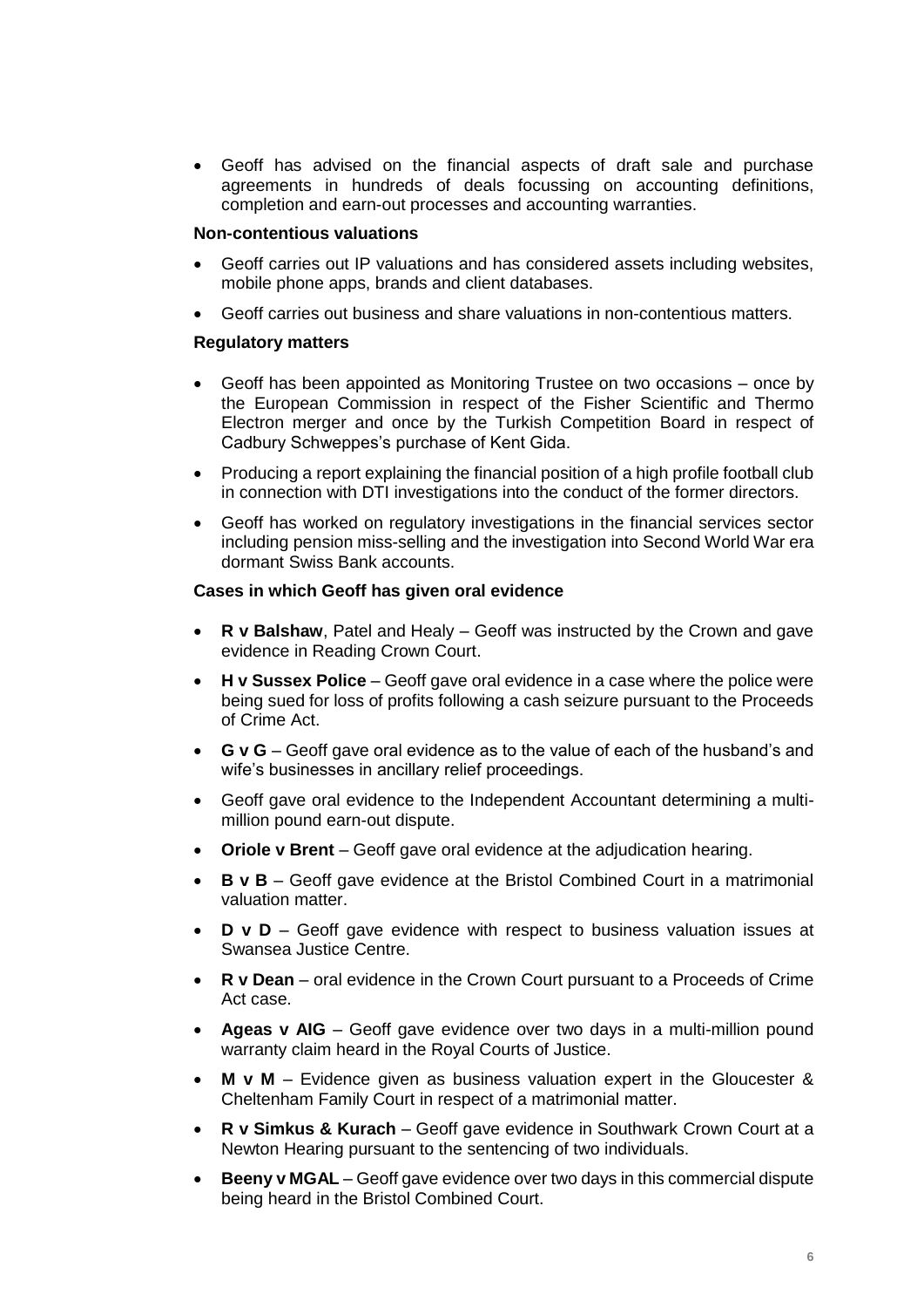- Geoff has advised on the financial aspects of draft sale and purchase agreements in hundreds of deals focussing on accounting definitions, completion and earn-out processes and accounting warranties.

**Non-contentious valuations**

- Geoff carries out IP valuations and has considered assets including websites, mobile phone apps, brands and client databases.
- Geoff carries out business and share valuations in non-contentious matters.

**Regulatory matters**

- Geoff has been appointed as Monitoring Trustee on two occasions – once by the European Commission in respect of the Fisher Scientific and Thermo Electron merger and once by the Turkish Competition Board in respect of Cadbury Schweppes's purchase of Kent Gida.
- Producing a report explaining the financial position of a high profile football club in connection with DTI investigations into the conduct of the former directors.
- Geoff has worked on regulatory investigations in the financial services sector including pension miss-selling and the investigation into Second World War era dormant Swiss Bank accounts.

**Cases in which Geoff has given oral evidence**

- **R v Balshaw**, Patel and Healy – Geoff was instructed by the Crown and gave evidence in Reading Crown Court.
- **H v Sussex Police** – Geoff gave oral evidence in a case where the police were being sued for loss of profits following a cash seizure pursuant to the Proceeds of Crime Act.
- **G v G** – Geoff gave oral evidence as to the value of each of the husband's and wife's businesses in ancillary relief proceedings.
- Geoff gave oral evidence to the Independent Accountant determining a multi-million pound earn-out dispute.
- **Oriole v Brent** – Geoff gave oral evidence at the adjudication hearing.
- **B v B** – Geoff gave evidence at the Bristol Combined Court in a matrimonial valuation matter.
- **D v D** – Geoff gave evidence with respect to business valuation issues at Swansea Justice Centre.
- **R v Dean** – oral evidence in the Crown Court pursuant to a Proceeds of Crime Act case.
- **Ageas v AIG** – Geoff gave evidence over two days in a multi-million pound warranty claim heard in the Royal Courts of Justice.
- **M v M** – Evidence given as business valuation expert in the Gloucester & Cheltenham Family Court in respect of a matrimonial matter.
- **R v Simkus & Kurach** – Geoff gave evidence in Southwark Crown Court at a Newton Hearing pursuant to the sentencing of two individuals.
- **Beeny v MGAL** – Geoff gave evidence over two days in this commercial dispute being heard in the Bristol Combined Court.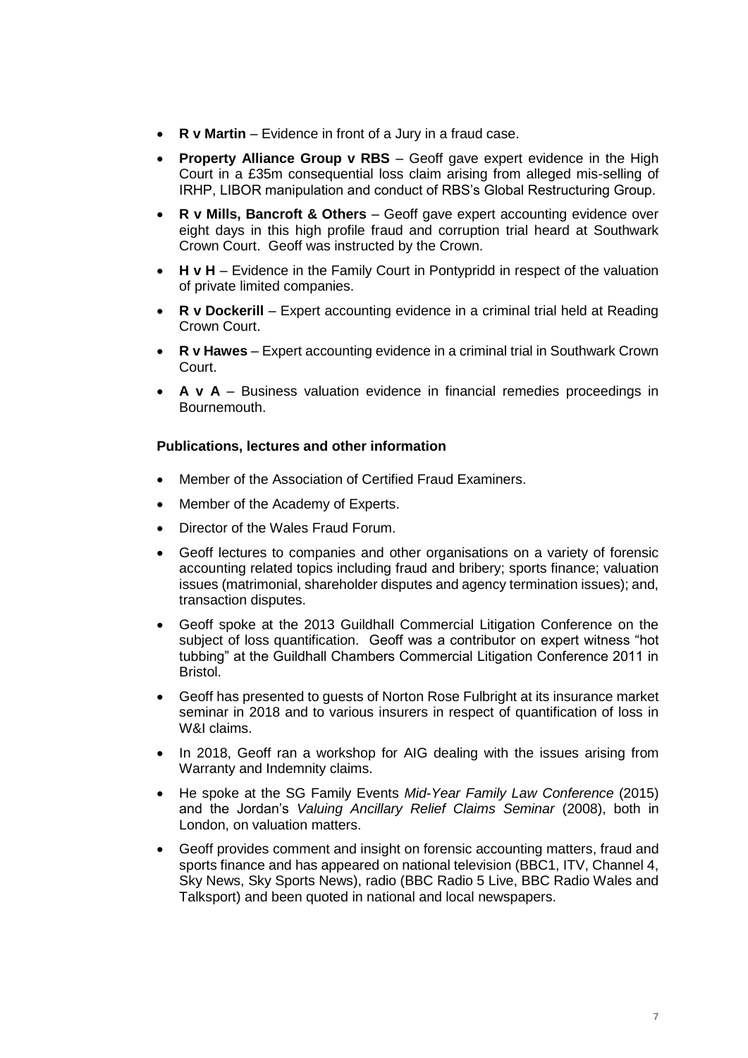- **R v Martin** – Evidence in front of a Jury in a fraud case.
- **Property Alliance Group v RBS** – Geoff gave expert evidence in the High Court in a £35m consequential loss claim arising from alleged mis-selling of IRHP, LIBOR manipulation and conduct of RBS's Global Restructuring Group.
- **R v Mills, Bancroft & Others** – Geoff gave expert accounting evidence over eight days in this high profile fraud and corruption trial heard at Southwark Crown Court. Geoff was instructed by the Crown.
- **H v H** – Evidence in the Family Court in Pontypridd in respect of the valuation of private limited companies.
- **R v Dockerill** – Expert accounting evidence in a criminal trial held at Reading Crown Court.
- **R v Hawes** – Expert accounting evidence in a criminal trial in Southwark Crown Court.
- **A v A** – Business valuation evidence in financial remedies proceedings in Bournemouth.

**Publications, lectures and other information**

- Member of the Association of Certified Fraud Examiners.
- Member of the Academy of Experts.
- Director of the Wales Fraud Forum.
- Geoff lectures to companies and other organisations on a variety of forensic accounting related topics including fraud and bribery; sports finance; valuation issues (matrimonial, shareholder disputes and agency termination issues); and, transaction disputes.
- Geoff spoke at the 2013 Guildhall Commercial Litigation Conference on the subject of loss quantification. Geoff was a contributor on expert witness "hot tubbing" at the Guildhall Chambers Commercial Litigation Conference 2011 in Bristol.
- Geoff has presented to guests of Norton Rose Fulbright at its insurance market seminar in 2018 and to various insurers in respect of quantification of loss in W&I claims.
- In 2018, Geoff ran a workshop for AIG dealing with the issues arising from Warranty and Indemnity claims.
- He spoke at the SG Family Events *Mid-Year Family Law Conference* (2015) and the Jordan's *Valuing Ancillary Relief Claims Seminar* (2008), both in London, on valuation matters.
- Geoff provides comment and insight on forensic accounting matters, fraud and sports finance and has appeared on national television (BBC1, ITV, Channel 4, Sky News, Sky Sports News), radio (BBC Radio 5 Live, BBC Radio Wales and Talksport) and been quoted in national and local newspapers.